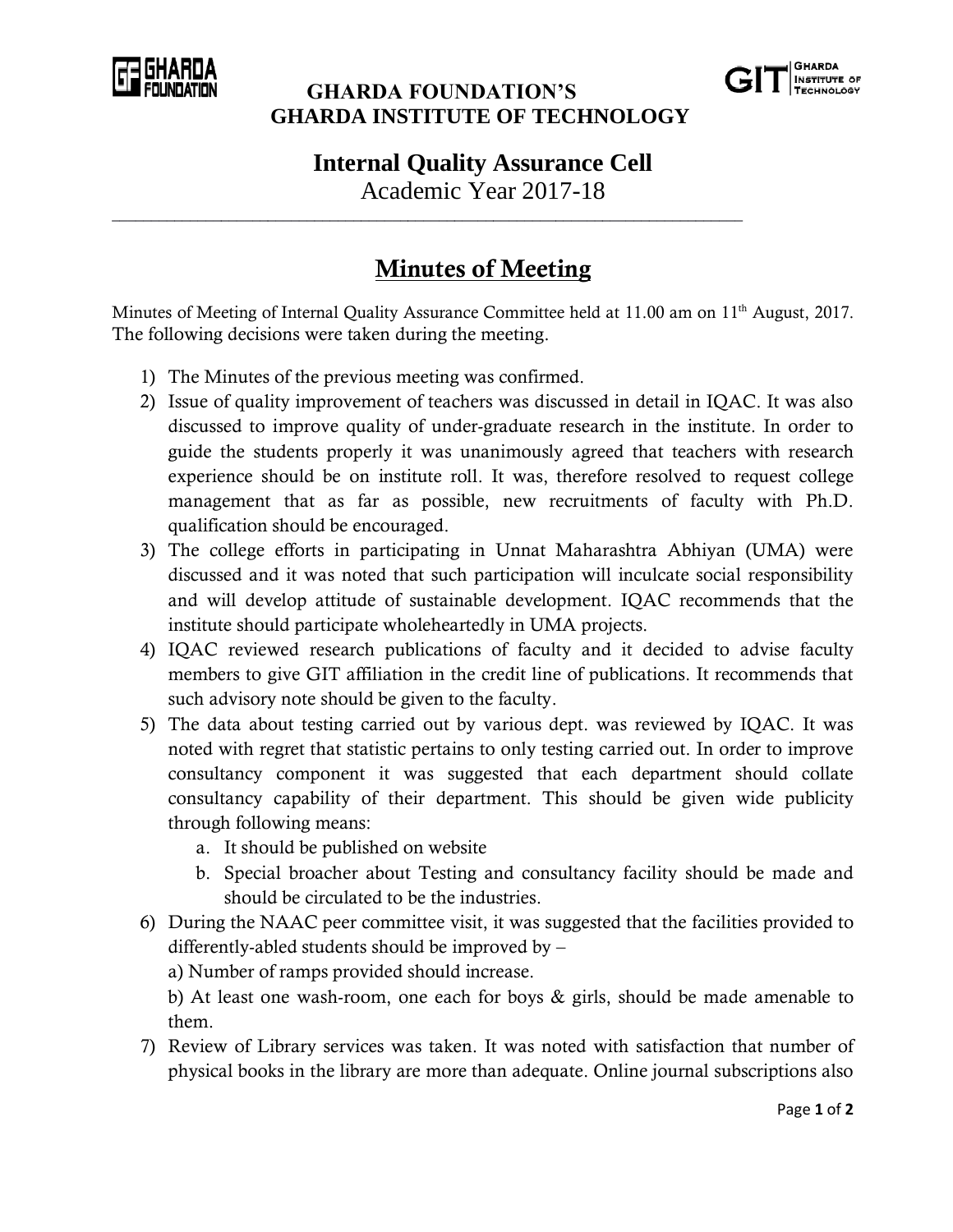**GHARDA FOUNDATION'S**
**GHARDA INSTITUTE OF TECHNOLOGY**

## Internal Quality Assurance Cell

Academic Year 2017-18

---

# Minutes of Meeting

Minutes of Meeting of Internal Quality Assurance Committee held at 11.00 am on 11th August, 2017. The following decisions were taken during the meeting.

1) The Minutes of the previous meeting was confirmed.
2) Issue of quality improvement of teachers was discussed in detail in IQAC. It was also discussed to improve quality of under-graduate research in the institute. In order to guide the students properly it was unanimously agreed that teachers with research experience should be on institute roll. It was, therefore resolved to request college management that as far as possible, new recruitments of faculty with Ph.D. qualification should be encouraged.
3) The college efforts in participating in Unnat Maharashtra Abhiyan (UMA) were discussed and it was noted that such participation will inculcate social responsibility and will develop attitude of sustainable development. IQAC recommends that the institute should participate wholeheartedly in UMA projects.
4) IQAC reviewed research publications of faculty and it decided to advise faculty members to give GIT affiliation in the credit line of publications. It recommends that such advisory note should be given to the faculty.
5) The data about testing carried out by various dept. was reviewed by IQAC. It was noted with regret that statistic pertains to only testing carried out. In order to improve consultancy component it was suggested that each department should collate consultancy capability of their department. This should be given wide publicity through following means:
   a. It should be published on website
   b. Special broacher about Testing and consultancy facility should be made and should be circulated to be the industries.
6) During the NAAC peer committee visit, it was suggested that the facilities provided to differently-abled students should be improved by –

   a) Number of ramps provided should increase.

   b) At least one wash-room, one each for boys & girls, should be made amenable to them.
7) Review of Library services was taken. It was noted with satisfaction that number of physical books in the library are more than adequate. Online journal subscriptions also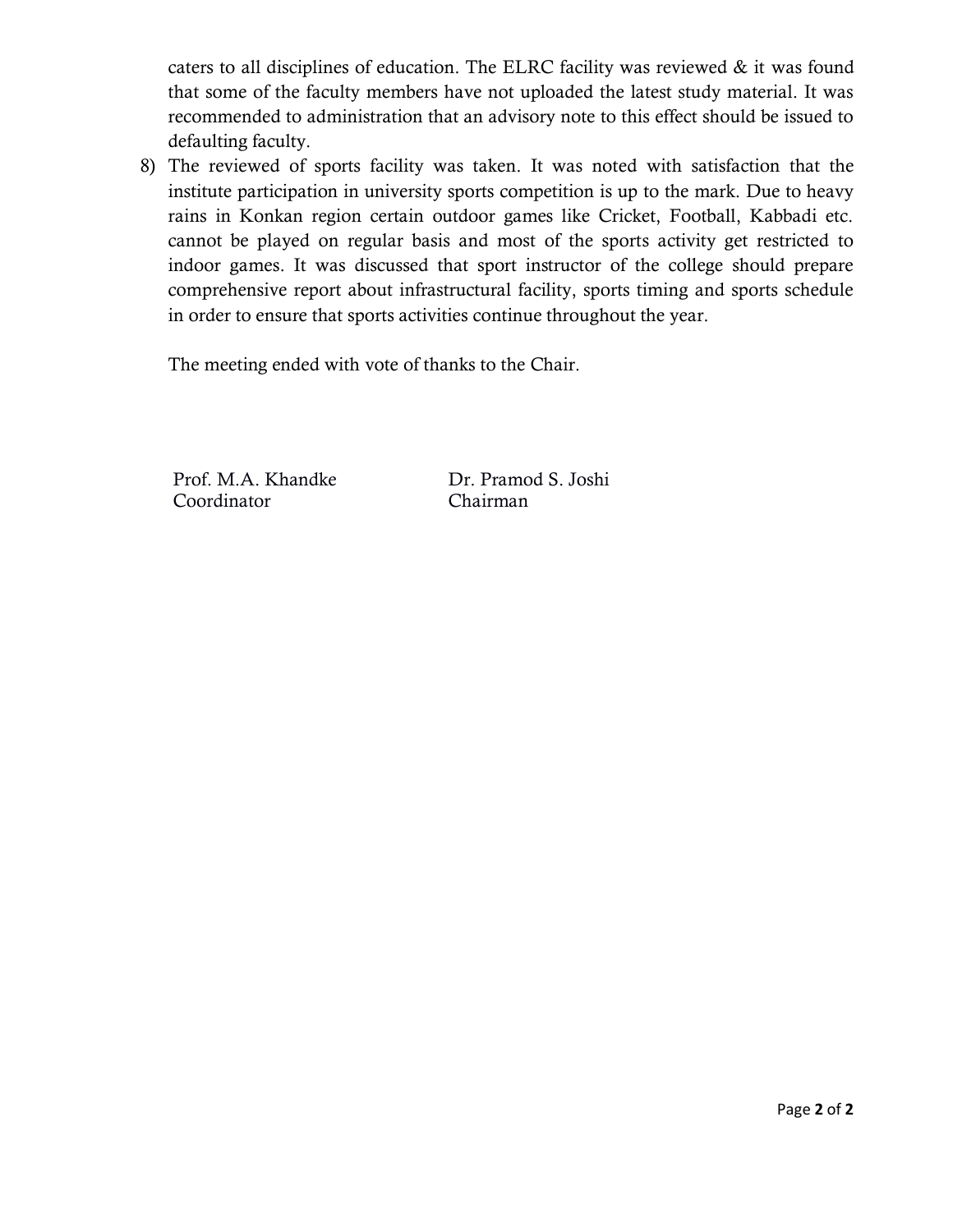caters to all disciplines of education. The ELRC facility was reviewed & it was found that some of the faculty members have not uploaded the latest study material. It was recommended to administration that an advisory note to this effect should be issued to defaulting faculty.

8) The reviewed of sports facility was taken. It was noted with satisfaction that the institute participation in university sports competition is up to the mark. Due to heavy rains in Konkan region certain outdoor games like Cricket, Football, Kabbadi etc. cannot be played on regular basis and most of the sports activity get restricted to indoor games. It was discussed that sport instructor of the college should prepare comprehensive report about infrastructural facility, sports timing and sports schedule in order to ensure that sports activities continue throughout the year.

The meeting ended with vote of thanks to the Chair.

Prof. M.A. Khandke
Coordinator

Dr. Pramod S. Joshi
Chairman